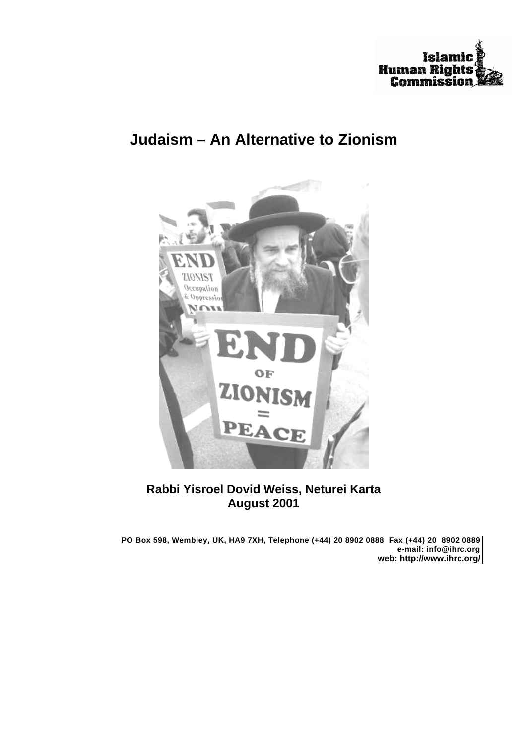Islamic Human Rights Commission

# Judaism – An Alternative to Zionism

**Rabbi Yisroel Dovid Weiss, Neturei Karta**
**August 2001**

**PO Box 598, Wembley, UK, HA9 7XH, Telephone (+44) 20 8902 0888 Fax (+44) 20 8902 0889**
**e-mail: info@ihrc.org**
**web: http://www.ihrc.org/**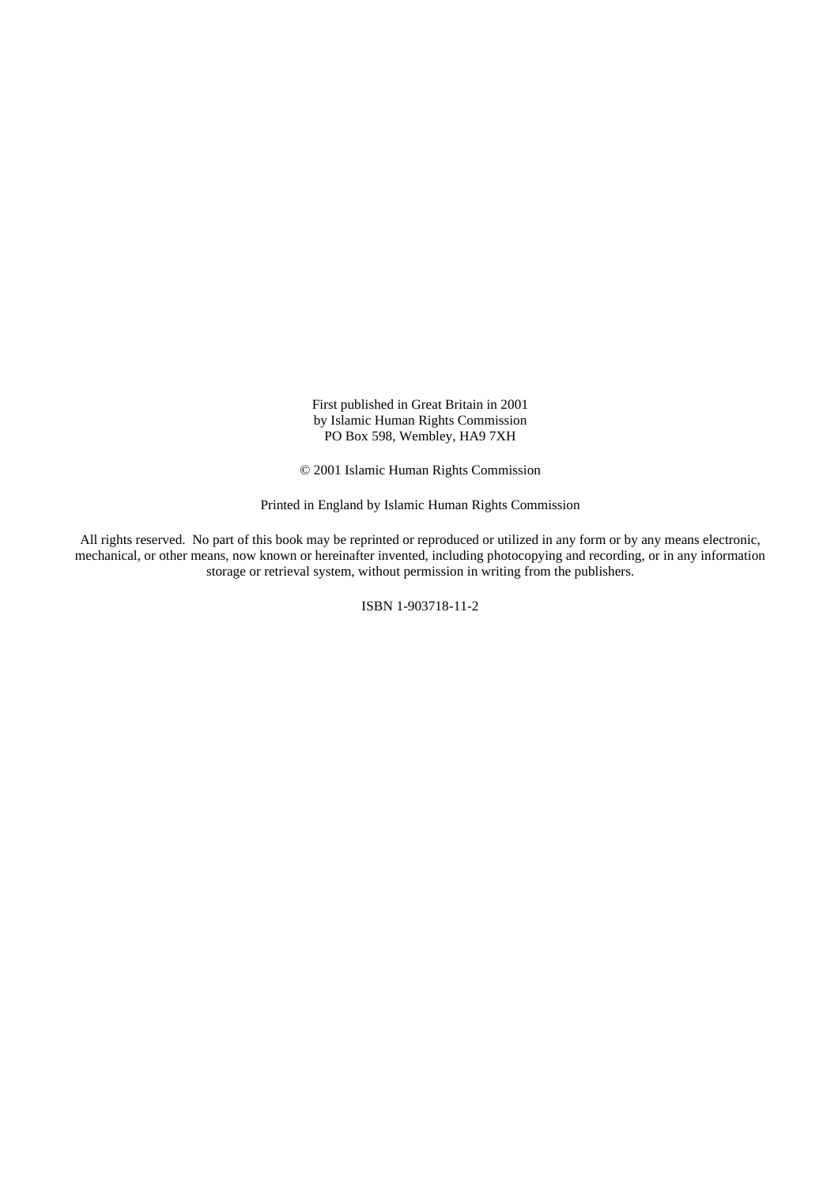First published in Great Britain in 2001
by Islamic Human Rights Commission
PO Box 598, Wembley, HA9 7XH

© 2001 Islamic Human Rights Commission

Printed in England by Islamic Human Rights Commission

All rights reserved. No part of this book may be reprinted or reproduced or utilized in any form or by any means electronic, mechanical, or other means, now known or hereinafter invented, including photocopying and recording, or in any information storage or retrieval system, without permission in writing from the publishers.

ISBN 1-903718-11-2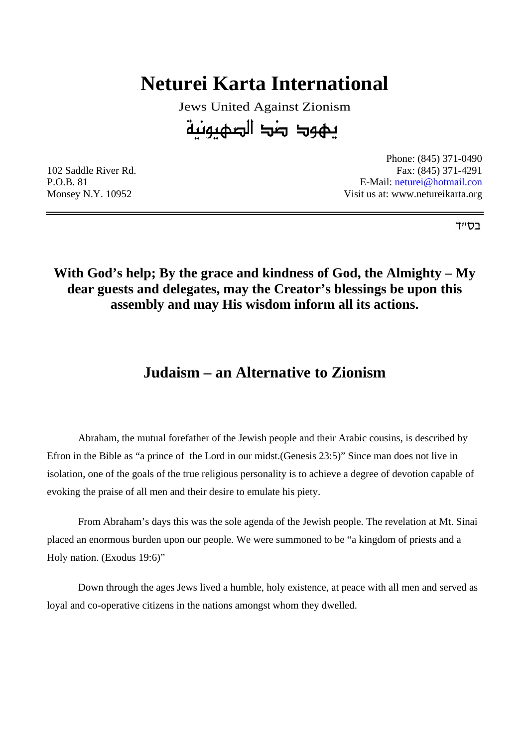# Neturei Karta International

Jews United Against Zionism

يهود ضد الصهيونية

102 Saddle River Rd.
P.O.B. 81
Monsey N.Y. 10952

Phone: (845) 371-0490
Fax: (845) 371-4291
E-Mail: neturei@hotmail.con
Visit us at: www.netureikarta.org

בס"ד

**With God's help; By the grace and kindness of God, the Almighty – My dear guests and delegates, may the Creator's blessings be upon this assembly and may His wisdom inform all its actions.**

## Judaism – an Alternative to Zionism

Abraham, the mutual forefather of the Jewish people and their Arabic cousins, is described by Efron in the Bible as "a prince of the Lord in our midst.(Genesis 23:5)" Since man does not live in isolation, one of the goals of the true religious personality is to achieve a degree of devotion capable of evoking the praise of all men and their desire to emulate his piety.

From Abraham's days this was the sole agenda of the Jewish people. The revelation at Mt. Sinai placed an enormous burden upon our people. We were summoned to be "a kingdom of priests and a Holy nation. (Exodus 19:6)"

Down through the ages Jews lived a humble, holy existence, at peace with all men and served as loyal and co-operative citizens in the nations amongst whom they dwelled.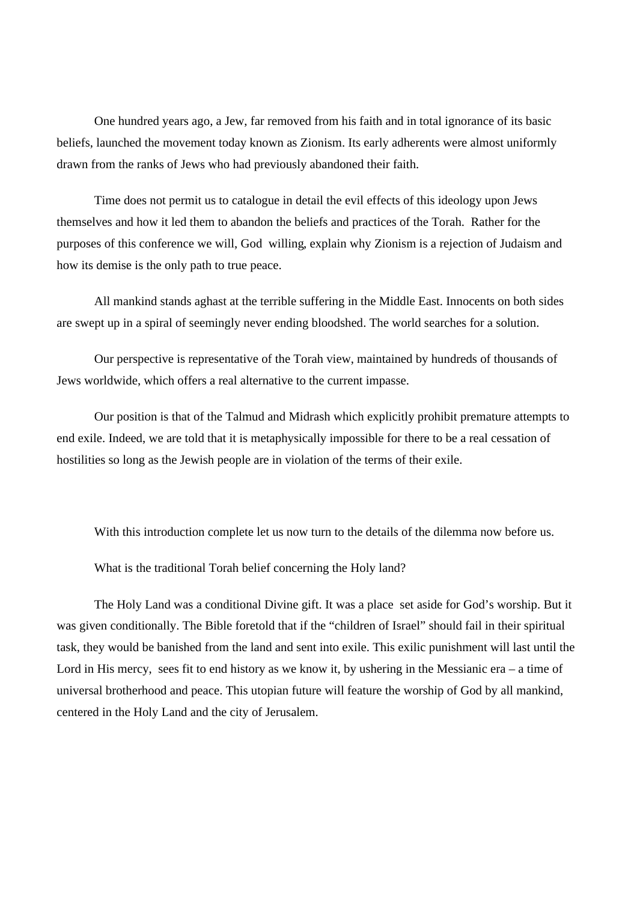One hundred years ago, a Jew, far removed from his faith and in total ignorance of its basic beliefs, launched the movement today known as Zionism. Its early adherents were almost uniformly drawn from the ranks of Jews who had previously abandoned their faith.

Time does not permit us to catalogue in detail the evil effects of this ideology upon Jews themselves and how it led them to abandon the beliefs and practices of the Torah. Rather for the purposes of this conference we will, God willing, explain why Zionism is a rejection of Judaism and how its demise is the only path to true peace.

All mankind stands aghast at the terrible suffering in the Middle East. Innocents on both sides are swept up in a spiral of seemingly never ending bloodshed. The world searches for a solution.

Our perspective is representative of the Torah view, maintained by hundreds of thousands of Jews worldwide, which offers a real alternative to the current impasse.

Our position is that of the Talmud and Midrash which explicitly prohibit premature attempts to end exile. Indeed, we are told that it is metaphysically impossible for there to be a real cessation of hostilities so long as the Jewish people are in violation of the terms of their exile.

With this introduction complete let us now turn to the details of the dilemma now before us.

What is the traditional Torah belief concerning the Holy land?

The Holy Land was a conditional Divine gift. It was a place set aside for God's worship. But it was given conditionally. The Bible foretold that if the "children of Israel" should fail in their spiritual task, they would be banished from the land and sent into exile. This exilic punishment will last until the Lord in His mercy, sees fit to end history as we know it, by ushering in the Messianic era – a time of universal brotherhood and peace. This utopian future will feature the worship of God by all mankind, centered in the Holy Land and the city of Jerusalem.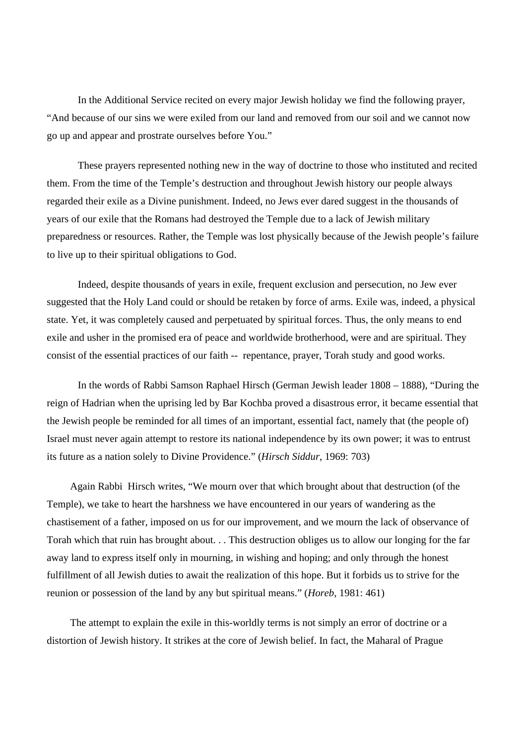In the Additional Service recited on every major Jewish holiday we find the following prayer, "And because of our sins we were exiled from our land and removed from our soil and we cannot now go up and appear and prostrate ourselves before You."

These prayers represented nothing new in the way of doctrine to those who instituted and recited them. From the time of the Temple's destruction and throughout Jewish history our people always regarded their exile as a Divine punishment. Indeed, no Jews ever dared suggest in the thousands of years of our exile that the Romans had destroyed the Temple due to a lack of Jewish military preparedness or resources. Rather, the Temple was lost physically because of the Jewish people's failure to live up to their spiritual obligations to God.

Indeed, despite thousands of years in exile, frequent exclusion and persecution, no Jew ever suggested that the Holy Land could or should be retaken by force of arms. Exile was, indeed, a physical state. Yet, it was completely caused and perpetuated by spiritual forces. Thus, the only means to end exile and usher in the promised era of peace and worldwide brotherhood, were and are spiritual. They consist of the essential practices of our faith -- repentance, prayer, Torah study and good works.

In the words of Rabbi Samson Raphael Hirsch (German Jewish leader 1808 – 1888), "During the reign of Hadrian when the uprising led by Bar Kochba proved a disastrous error, it became essential that the Jewish people be reminded for all times of an important, essential fact, namely that (the people of) Israel must never again attempt to restore its national independence by its own power; it was to entrust its future as a nation solely to Divine Providence." (*Hirsch Siddur*, 1969: 703)

Again Rabbi Hirsch writes, "We mourn over that which brought about that destruction (of the Temple), we take to heart the harshness we have encountered in our years of wandering as the chastisement of a father, imposed on us for our improvement, and we mourn the lack of observance of Torah which that ruin has brought about. . . This destruction obliges us to allow our longing for the far away land to express itself only in mourning, in wishing and hoping; and only through the honest fulfillment of all Jewish duties to await the realization of this hope. But it forbids us to strive for the reunion or possession of the land by any but spiritual means." (*Horeb*, 1981: 461)

The attempt to explain the exile in this-worldly terms is not simply an error of doctrine or a distortion of Jewish history. It strikes at the core of Jewish belief. In fact, the Maharal of Prague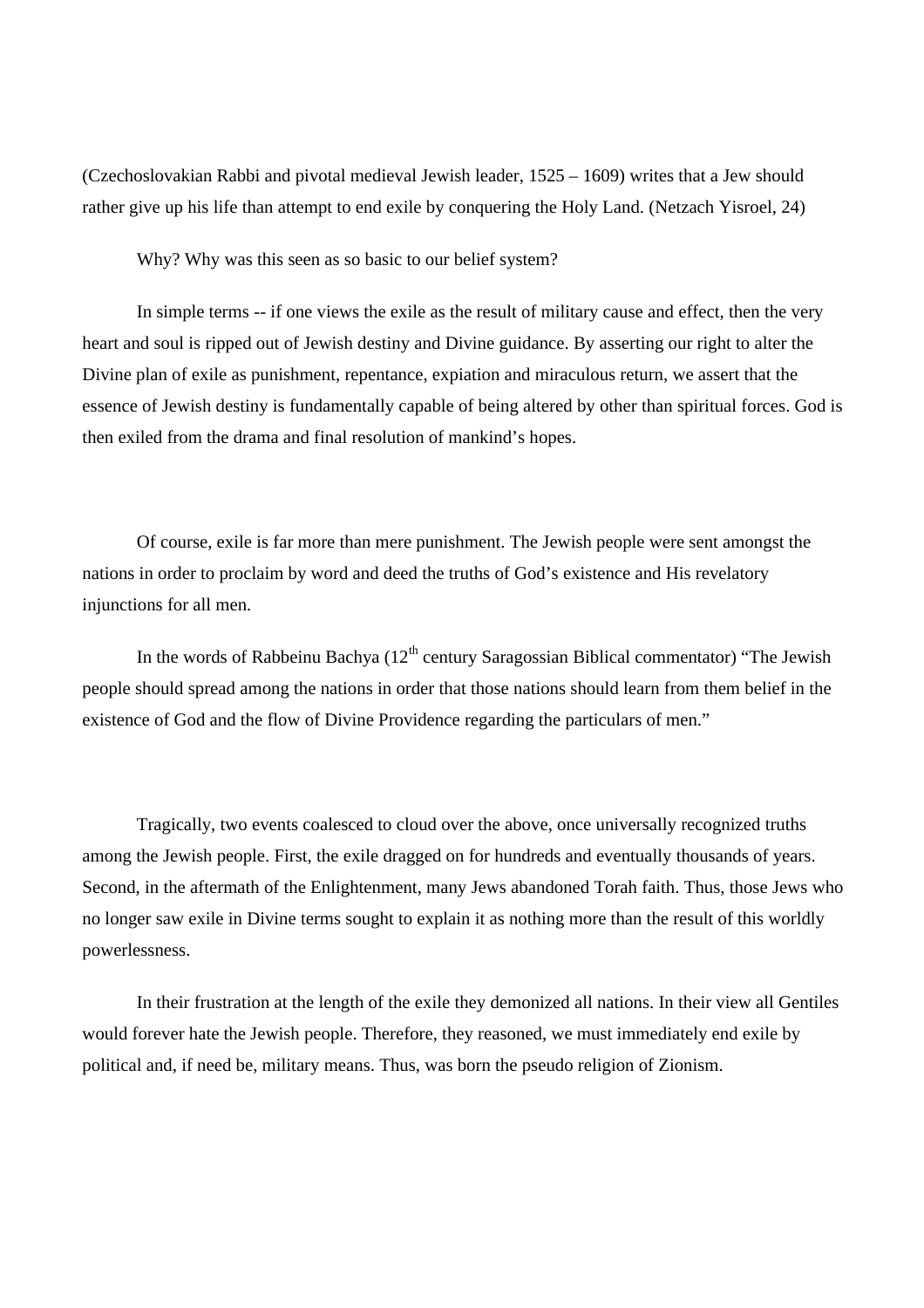(Czechoslovakian Rabbi and pivotal medieval Jewish leader, 1525 – 1609) writes that a Jew should rather give up his life than attempt to end exile by conquering the Holy Land. (Netzach Yisroel, 24)

Why? Why was this seen as so basic to our belief system?

In simple terms -- if one views the exile as the result of military cause and effect, then the very heart and soul is ripped out of Jewish destiny and Divine guidance. By asserting our right to alter the Divine plan of exile as punishment, repentance, expiation and miraculous return, we assert that the essence of Jewish destiny is fundamentally capable of being altered by other than spiritual forces. God is then exiled from the drama and final resolution of mankind's hopes.

Of course, exile is far more than mere punishment. The Jewish people were sent amongst the nations in order to proclaim by word and deed the truths of God's existence and His revelatory injunctions for all men.

In the words of Rabbeinu Bachya (12th century Saragossian Biblical commentator) "The Jewish people should spread among the nations in order that those nations should learn from them belief in the existence of God and the flow of Divine Providence regarding the particulars of men."

Tragically, two events coalesced to cloud over the above, once universally recognized truths among the Jewish people. First, the exile dragged on for hundreds and eventually thousands of years. Second, in the aftermath of the Enlightenment, many Jews abandoned Torah faith. Thus, those Jews who no longer saw exile in Divine terms sought to explain it as nothing more than the result of this worldly powerlessness.

In their frustration at the length of the exile they demonized all nations. In their view all Gentiles would forever hate the Jewish people. Therefore, they reasoned, we must immediately end exile by political and, if need be, military means. Thus, was born the pseudo religion of Zionism.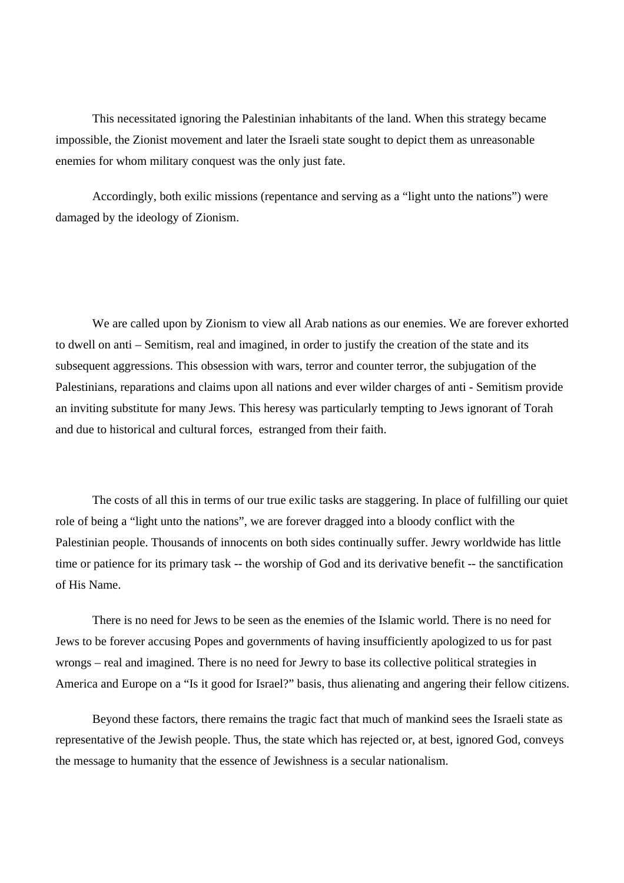This necessitated ignoring the Palestinian inhabitants of the land. When this strategy became impossible, the Zionist movement and later the Israeli state sought to depict them as unreasonable enemies for whom military conquest was the only just fate.

Accordingly, both exilic missions (repentance and serving as a "light unto the nations") were damaged by the ideology of Zionism.

We are called upon by Zionism to view all Arab nations as our enemies. We are forever exhorted to dwell on anti – Semitism, real and imagined, in order to justify the creation of the state and its subsequent aggressions. This obsession with wars, terror and counter terror, the subjugation of the Palestinians, reparations and claims upon all nations and ever wilder charges of anti - Semitism provide an inviting substitute for many Jews. This heresy was particularly tempting to Jews ignorant of Torah and due to historical and cultural forces, estranged from their faith.

The costs of all this in terms of our true exilic tasks are staggering. In place of fulfilling our quiet role of being a "light unto the nations", we are forever dragged into a bloody conflict with the Palestinian people. Thousands of innocents on both sides continually suffer. Jewry worldwide has little time or patience for its primary task -- the worship of God and its derivative benefit -- the sanctification of His Name.

There is no need for Jews to be seen as the enemies of the Islamic world. There is no need for Jews to be forever accusing Popes and governments of having insufficiently apologized to us for past wrongs – real and imagined. There is no need for Jewry to base its collective political strategies in America and Europe on a "Is it good for Israel?" basis, thus alienating and angering their fellow citizens.

Beyond these factors, there remains the tragic fact that much of mankind sees the Israeli state as representative of the Jewish people. Thus, the state which has rejected or, at best, ignored God, conveys the message to humanity that the essence of Jewishness is a secular nationalism.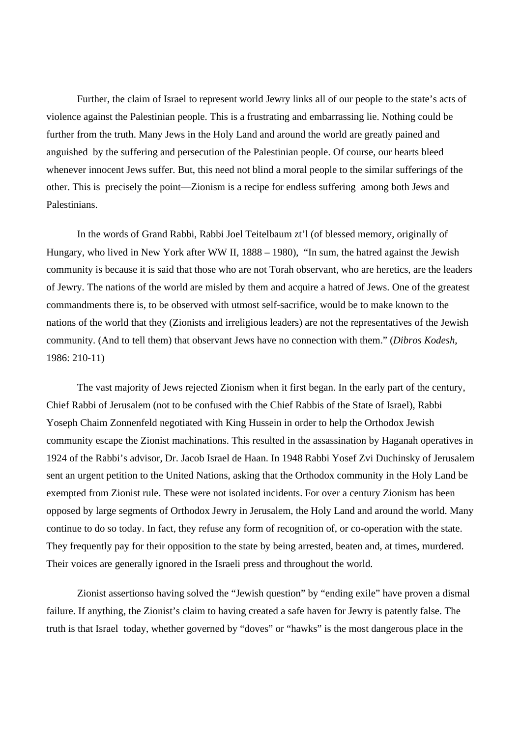Further, the claim of Israel to represent world Jewry links all of our people to the state's acts of violence against the Palestinian people. This is a frustrating and embarrassing lie. Nothing could be further from the truth. Many Jews in the Holy Land and around the world are greatly pained and anguished by the suffering and persecution of the Palestinian people. Of course, our hearts bleed whenever innocent Jews suffer. But, this need not blind a moral people to the similar sufferings of the other. This is precisely the point—Zionism is a recipe for endless suffering among both Jews and Palestinians.

In the words of Grand Rabbi, Rabbi Joel Teitelbaum zt'l (of blessed memory, originally of Hungary, who lived in New York after WW II, 1888 – 1980), "In sum, the hatred against the Jewish community is because it is said that those who are not Torah observant, who are heretics, are the leaders of Jewry. The nations of the world are misled by them and acquire a hatred of Jews. One of the greatest commandments there is, to be observed with utmost self-sacrifice, would be to make known to the nations of the world that they (Zionists and irreligious leaders) are not the representatives of the Jewish community. (And to tell them) that observant Jews have no connection with them." (*Dibros Kodesh*, 1986: 210-11)

The vast majority of Jews rejected Zionism when it first began. In the early part of the century, Chief Rabbi of Jerusalem (not to be confused with the Chief Rabbis of the State of Israel), Rabbi Yoseph Chaim Zonnenfeld negotiated with King Hussein in order to help the Orthodox Jewish community escape the Zionist machinations. This resulted in the assassination by Haganah operatives in 1924 of the Rabbi's advisor, Dr. Jacob Israel de Haan. In 1948 Rabbi Yosef Zvi Duchinsky of Jerusalem sent an urgent petition to the United Nations, asking that the Orthodox community in the Holy Land be exempted from Zionist rule. These were not isolated incidents. For over a century Zionism has been opposed by large segments of Orthodox Jewry in Jerusalem, the Holy Land and around the world. Many continue to do so today. In fact, they refuse any form of recognition of, or co-operation with the state. They frequently pay for their opposition to the state by being arrested, beaten and, at times, murdered. Their voices are generally ignored in the Israeli press and throughout the world.

Zionist assertionso having solved the "Jewish question" by "ending exile" have proven a dismal failure. If anything, the Zionist's claim to having created a safe haven for Jewry is patently false. The truth is that Israel today, whether governed by "doves" or "hawks" is the most dangerous place in the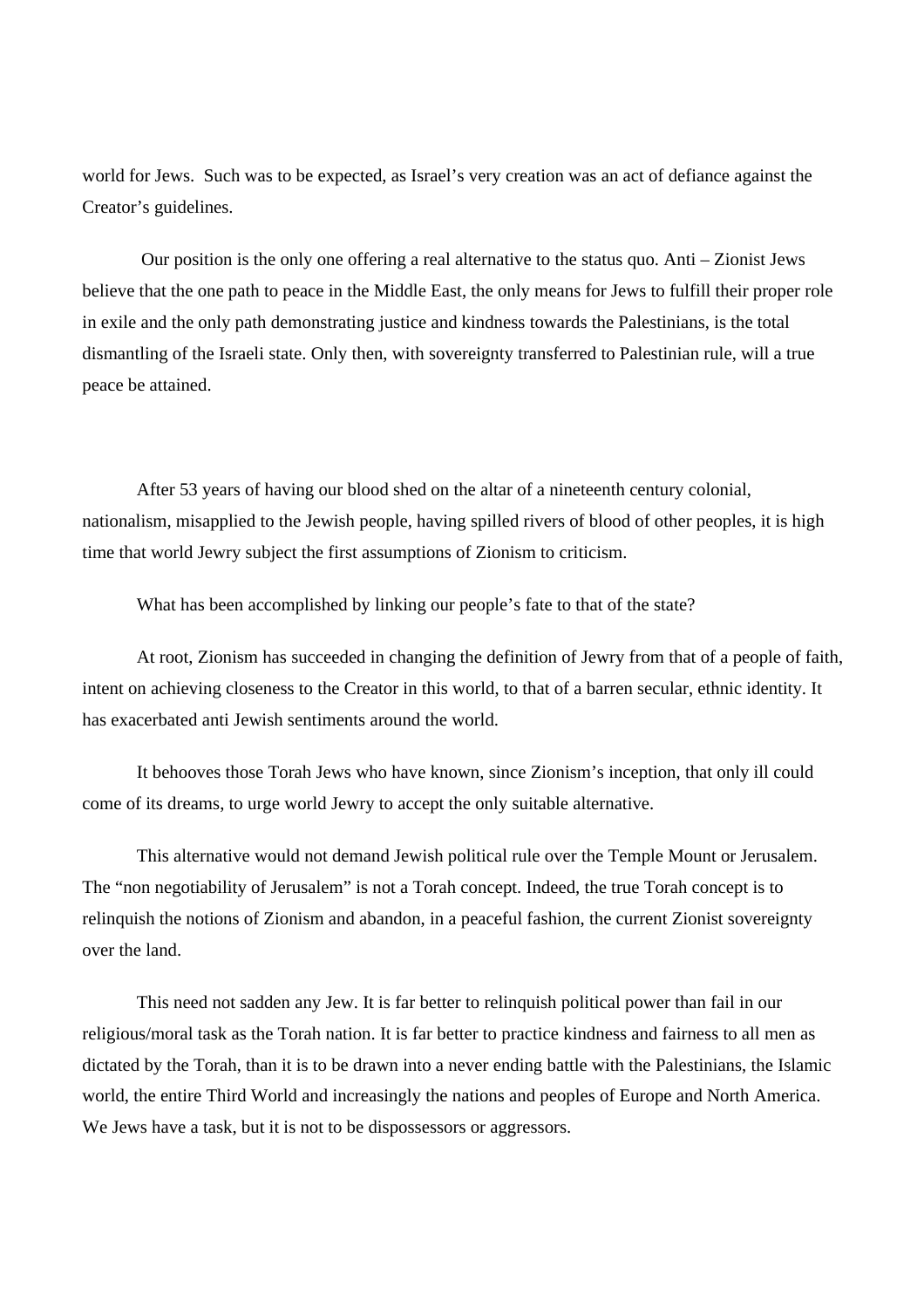world for Jews. Such was to be expected, as Israel's very creation was an act of defiance against the Creator's guidelines.

Our position is the only one offering a real alternative to the status quo. Anti – Zionist Jews believe that the one path to peace in the Middle East, the only means for Jews to fulfill their proper role in exile and the only path demonstrating justice and kindness towards the Palestinians, is the total dismantling of the Israeli state. Only then, with sovereignty transferred to Palestinian rule, will a true peace be attained.

After 53 years of having our blood shed on the altar of a nineteenth century colonial, nationalism, misapplied to the Jewish people, having spilled rivers of blood of other peoples, it is high time that world Jewry subject the first assumptions of Zionism to criticism.

What has been accomplished by linking our people's fate to that of the state?

At root, Zionism has succeeded in changing the definition of Jewry from that of a people of faith, intent on achieving closeness to the Creator in this world, to that of a barren secular, ethnic identity. It has exacerbated anti Jewish sentiments around the world.

It behooves those Torah Jews who have known, since Zionism's inception, that only ill could come of its dreams, to urge world Jewry to accept the only suitable alternative.

This alternative would not demand Jewish political rule over the Temple Mount or Jerusalem. The "non negotiability of Jerusalem" is not a Torah concept. Indeed, the true Torah concept is to relinquish the notions of Zionism and abandon, in a peaceful fashion, the current Zionist sovereignty over the land.

This need not sadden any Jew. It is far better to relinquish political power than fail in our religious/moral task as the Torah nation. It is far better to practice kindness and fairness to all men as dictated by the Torah, than it is to be drawn into a never ending battle with the Palestinians, the Islamic world, the entire Third World and increasingly the nations and peoples of Europe and North America. We Jews have a task, but it is not to be dispossessors or aggressors.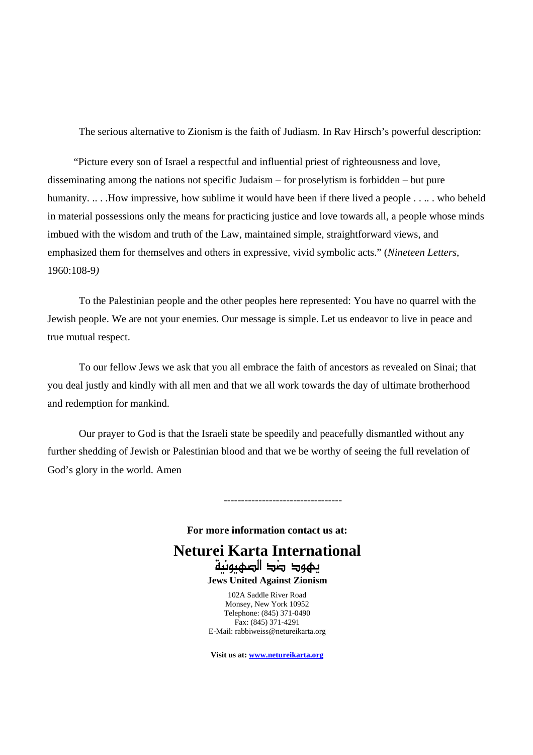The serious alternative to Zionism is the faith of Judiasm. In Rav Hirsch's powerful description:

"Picture every son of Israel a respectful and influential priest of righteousness and love, disseminating among the nations not specific Judaism – for proselytism is forbidden – but pure humanity. .. . .How impressive, how sublime it would have been if there lived a people . . .. . who beheld in material possessions only the means for practicing justice and love towards all, a people whose minds imbued with the wisdom and truth of the Law, maintained simple, straightforward views, and emphasized them for themselves and others in expressive, vivid symbolic acts." (*Nineteen Letters*, 1960:108-9*)*

To the Palestinian people and the other peoples here represented: You have no quarrel with the Jewish people. We are not your enemies. Our message is simple. Let us endeavor to live in peace and true mutual respect.

To our fellow Jews we ask that you all embrace the faith of ancestors as revealed on Sinai; that you deal justly and kindly with all men and that we all work towards the day of ultimate brotherhood and redemption for mankind.

Our prayer to God is that the Israeli state be speedily and peacefully dismantled without any further shedding of Jewish or Palestinian blood and that we be worthy of seeing the full revelation of God's glory in the world. Amen

----------------------------------

**For more information contact us at:**

# Neturei Karta International

يهود ضد الصهيونية

**Jews United Against Zionism**

102A Saddle River Road
Monsey, New York 10952
Telephone: (845) 371-0490
Fax: (845) 371-4291
E-Mail: rabbiweiss@netureikarta.org

**Visit us at: www.netureikarta.org**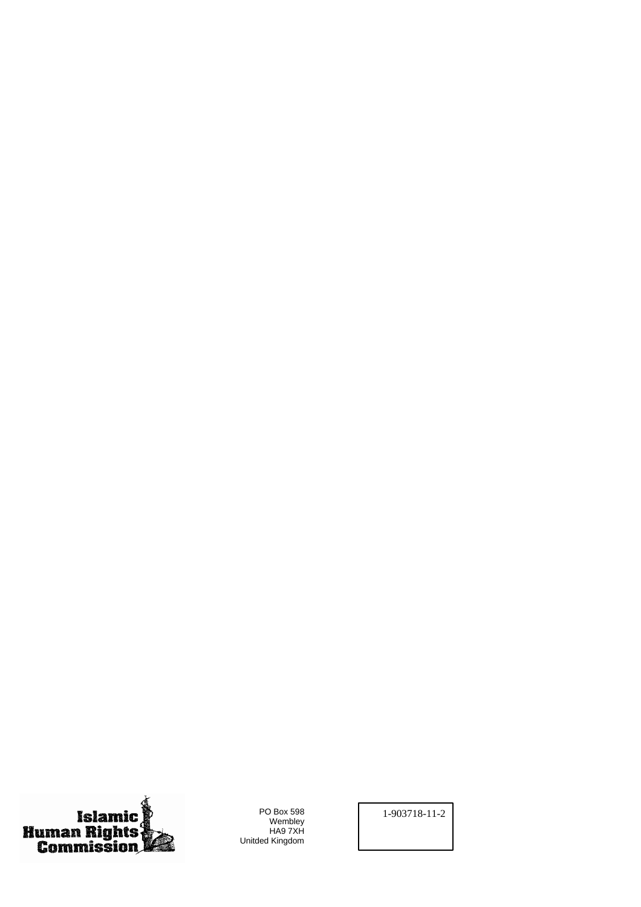Islamic Human Rights Commission

PO Box 598
Wembley
HA9 7XH
Unitded Kingdom

1-903718-11-2